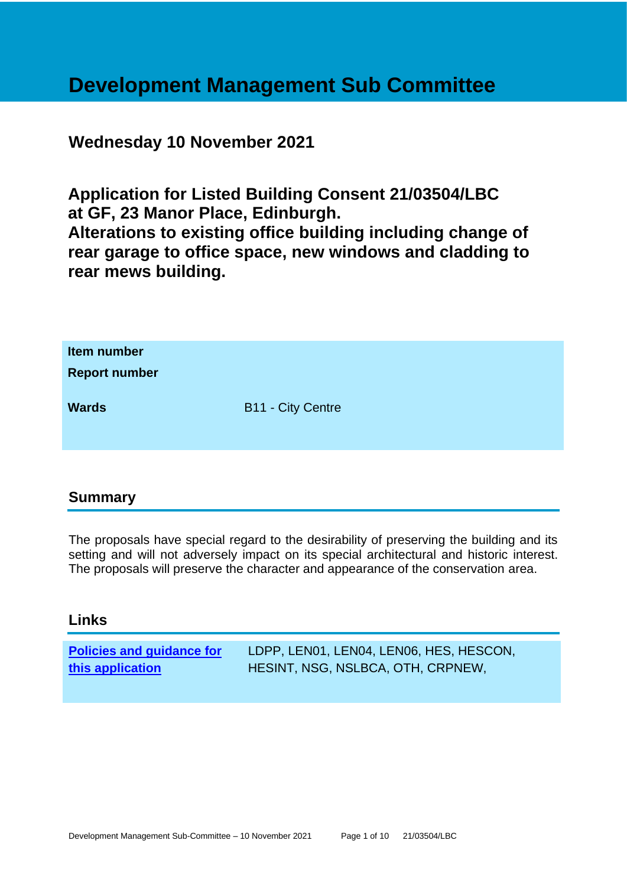# Development Management Sub Committee

## Wednesday 10 November 2021

## Application for Listed Building Consent 21/03504/LBC at GF, 23 Manor Place, Edinburgh. Alterations to existing office building including change of rear garage to office space, new windows and cladding to rear mews building.

| | |
|---|---|
| **Item number** | |
| **Report number** | |
| **Wards** | B11 - City Centre |

## Summary

The proposals have special regard to the desirability of preserving the building and its setting and will not adversely impact on its special architectural and historic interest. The proposals will preserve the character and appearance of the conservation area.

## Links

| | |
|---|---|
| **Policies and guidance for this application** | LDPP, LEN01, LEN04, LEN06, HES, HESCON, HESINT, NSG, NSLBCA, OTH, CRPNEW, |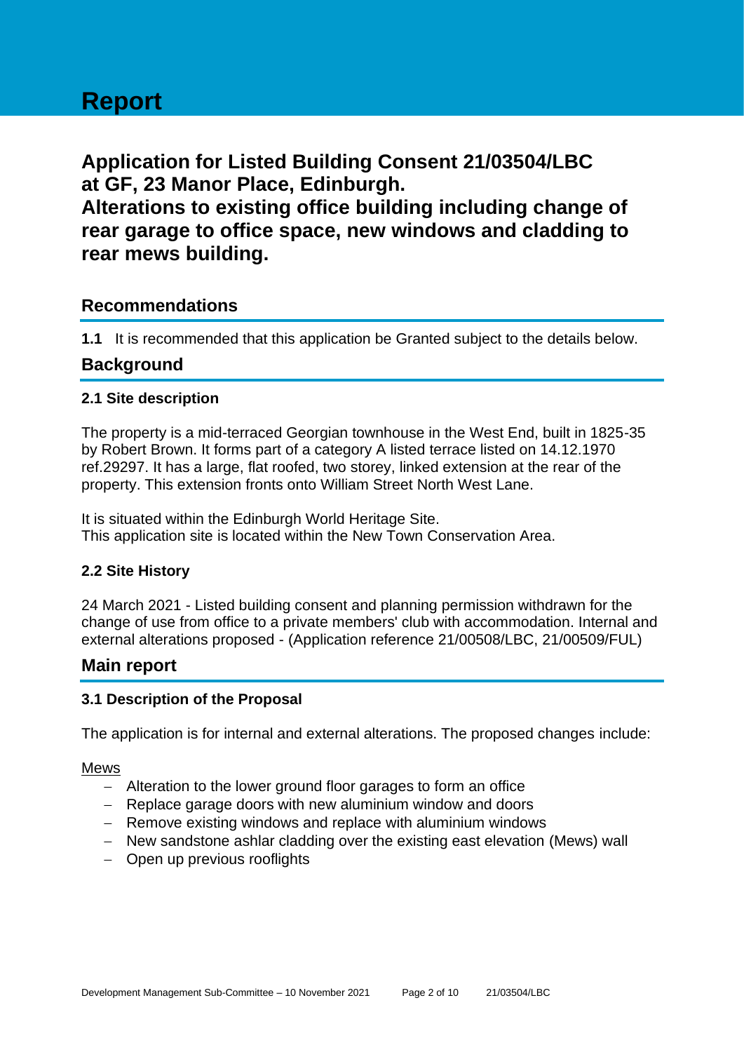# Report

## Application for Listed Building Consent 21/03504/LBC at GF, 23 Manor Place, Edinburgh. Alterations to existing office building including change of rear garage to office space, new windows and cladding to rear mews building.

## Recommendations

**1.1** It is recommended that this application be Granted subject to the details below.

## Background

### 2.1 Site description

The property is a mid-terraced Georgian townhouse in the West End, built in 1825-35 by Robert Brown. It forms part of a category A listed terrace listed on 14.12.1970 ref.29297. It has a large, flat roofed, two storey, linked extension at the rear of the property. This extension fronts onto William Street North West Lane.

It is situated within the Edinburgh World Heritage Site.
This application site is located within the New Town Conservation Area.

### 2.2 Site History

24 March 2021 - Listed building consent and planning permission withdrawn for the change of use from office to a private members' club with accommodation. Internal and external alterations proposed - (Application reference 21/00508/LBC, 21/00509/FUL)

## Main report

### 3.1 Description of the Proposal

The application is for internal and external alterations. The proposed changes include:

Mews

- Alteration to the lower ground floor garages to form an office
- Replace garage doors with new aluminium window and doors
- Remove existing windows and replace with aluminium windows
- New sandstone ashlar cladding over the existing east elevation (Mews) wall
- Open up previous rooflights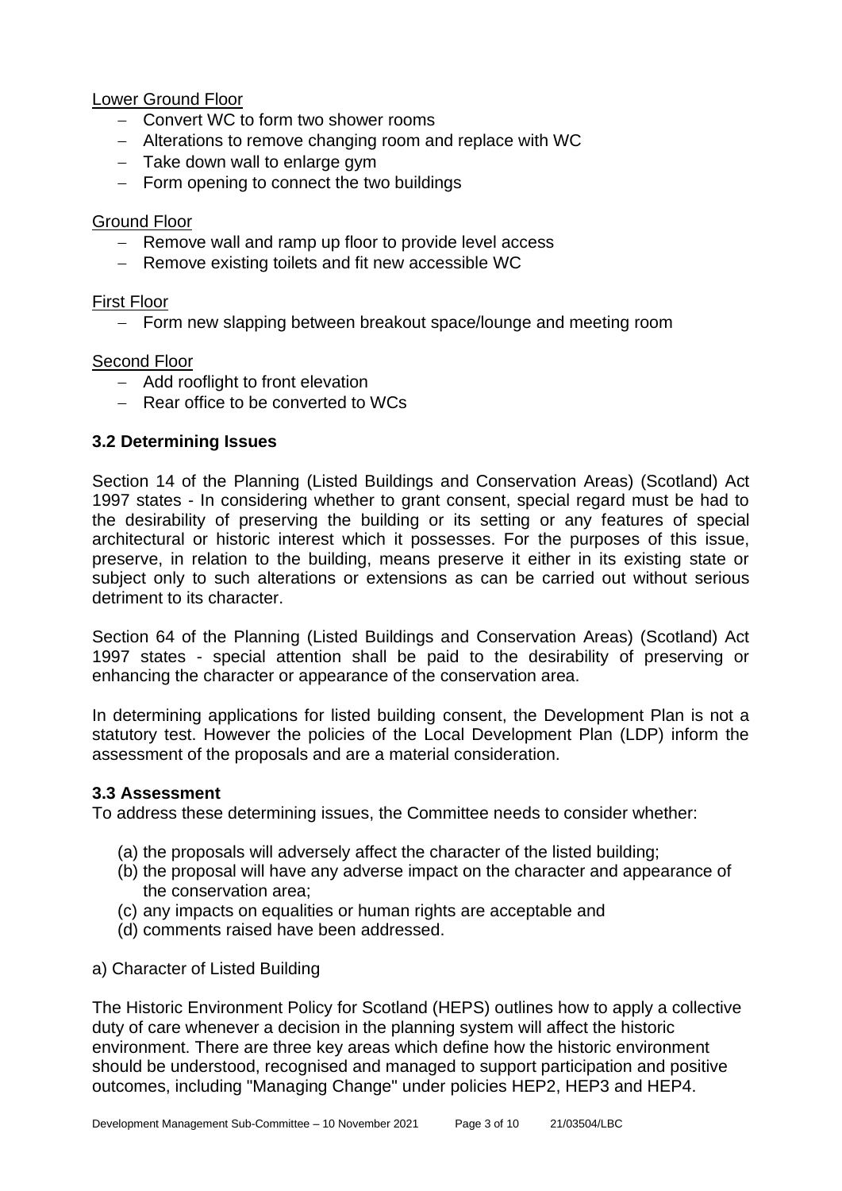Lower Ground Floor

- Convert WC to form two shower rooms
- Alterations to remove changing room and replace with WC
- Take down wall to enlarge gym
- Form opening to connect the two buildings

Ground Floor

- Remove wall and ramp up floor to provide level access
- Remove existing toilets and fit new accessible WC

First Floor

- Form new slapping between breakout space/lounge and meeting room

Second Floor

- Add rooflight to front elevation
- Rear office to be converted to WCs

### 3.2 Determining Issues

Section 14 of the Planning (Listed Buildings and Conservation Areas) (Scotland) Act 1997 states - In considering whether to grant consent, special regard must be had to the desirability of preserving the building or its setting or any features of special architectural or historic interest which it possesses. For the purposes of this issue, preserve, in relation to the building, means preserve it either in its existing state or subject only to such alterations or extensions as can be carried out without serious detriment to its character.

Section 64 of the Planning (Listed Buildings and Conservation Areas) (Scotland) Act 1997 states - special attention shall be paid to the desirability of preserving or enhancing the character or appearance of the conservation area.

In determining applications for listed building consent, the Development Plan is not a statutory test. However the policies of the Local Development Plan (LDP) inform the assessment of the proposals and are a material consideration.

### 3.3 Assessment

To address these determining issues, the Committee needs to consider whether:

(a) the proposals will adversely affect the character of the listed building;
(b) the proposal will have any adverse impact on the character and appearance of the conservation area;
(c) any impacts on equalities or human rights are acceptable and
(d) comments raised have been addressed.

a) Character of Listed Building

The Historic Environment Policy for Scotland (HEPS) outlines how to apply a collective duty of care whenever a decision in the planning system will affect the historic environment. There are three key areas which define how the historic environment should be understood, recognised and managed to support participation and positive outcomes, including "Managing Change" under policies HEP2, HEP3 and HEP4.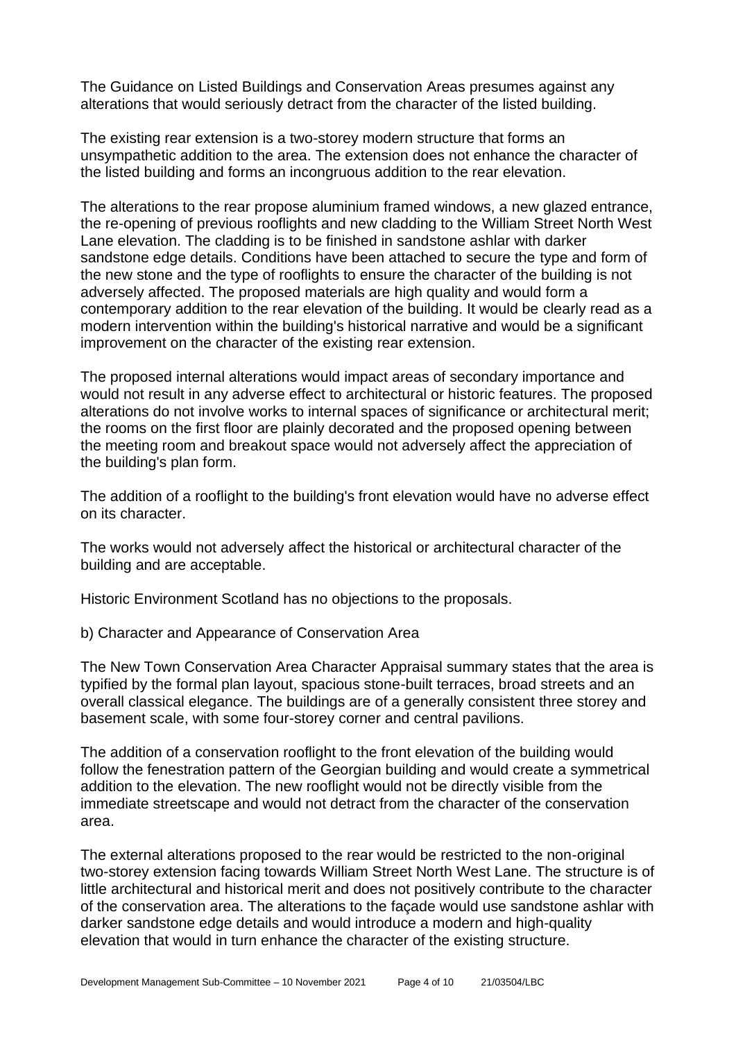The Guidance on Listed Buildings and Conservation Areas presumes against any alterations that would seriously detract from the character of the listed building.

The existing rear extension is a two-storey modern structure that forms an unsympathetic addition to the area. The extension does not enhance the character of the listed building and forms an incongruous addition to the rear elevation.

The alterations to the rear propose aluminium framed windows, a new glazed entrance, the re-opening of previous rooflights and new cladding to the William Street North West Lane elevation. The cladding is to be finished in sandstone ashlar with darker sandstone edge details. Conditions have been attached to secure the type and form of the new stone and the type of rooflights to ensure the character of the building is not adversely affected. The proposed materials are high quality and would form a contemporary addition to the rear elevation of the building. It would be clearly read as a modern intervention within the building's historical narrative and would be a significant improvement on the character of the existing rear extension.

The proposed internal alterations would impact areas of secondary importance and would not result in any adverse effect to architectural or historic features. The proposed alterations do not involve works to internal spaces of significance or architectural merit; the rooms on the first floor are plainly decorated and the proposed opening between the meeting room and breakout space would not adversely affect the appreciation of the building's plan form.

The addition of a rooflight to the building's front elevation would have no adverse effect on its character.

The works would not adversely affect the historical or architectural character of the building and are acceptable.

Historic Environment Scotland has no objections to the proposals.

b) Character and Appearance of Conservation Area

The New Town Conservation Area Character Appraisal summary states that the area is typified by the formal plan layout, spacious stone-built terraces, broad streets and an overall classical elegance. The buildings are of a generally consistent three storey and basement scale, with some four-storey corner and central pavilions.

The addition of a conservation rooflight to the front elevation of the building would follow the fenestration pattern of the Georgian building and would create a symmetrical addition to the elevation. The new rooflight would not be directly visible from the immediate streetscape and would not detract from the character of the conservation area.

The external alterations proposed to the rear would be restricted to the non-original two-storey extension facing towards William Street North West Lane. The structure is of little architectural and historical merit and does not positively contribute to the character of the conservation area. The alterations to the façade would use sandstone ashlar with darker sandstone edge details and would introduce a modern and high-quality elevation that would in turn enhance the character of the existing structure.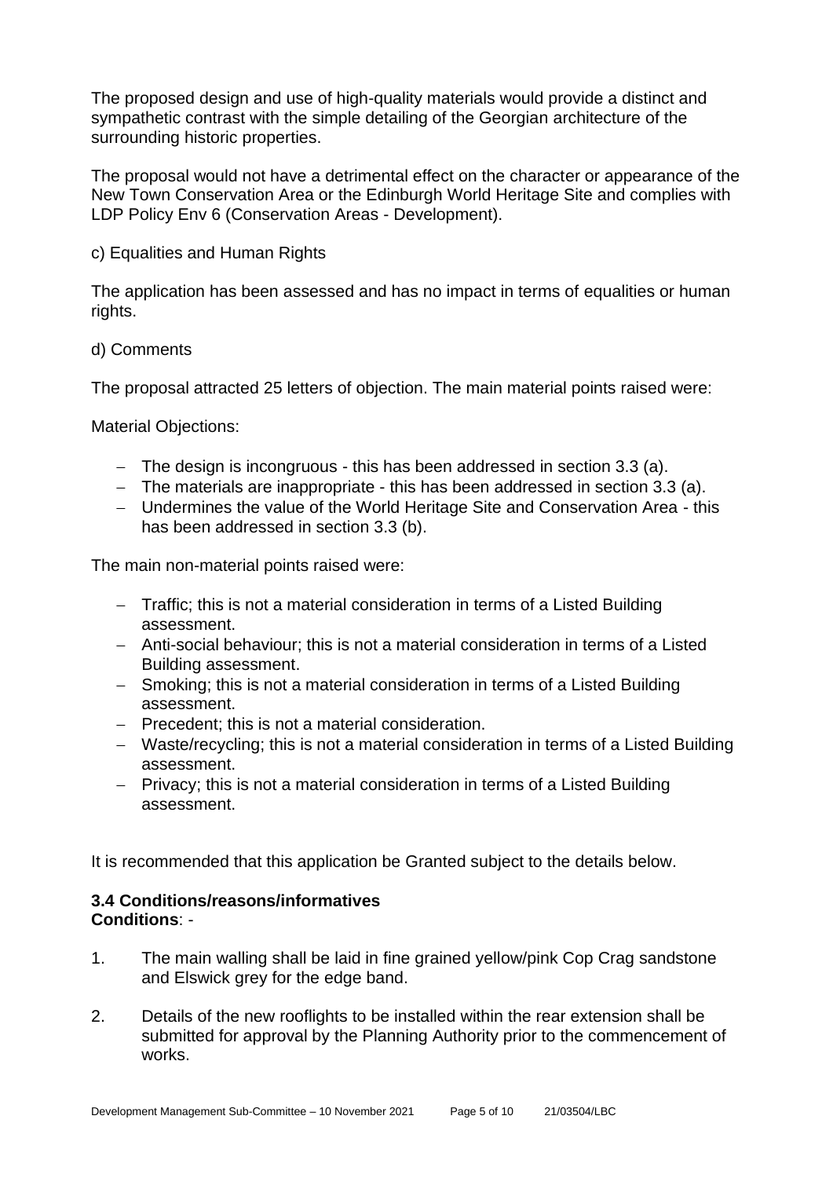The proposed design and use of high-quality materials would provide a distinct and sympathetic contrast with the simple detailing of the Georgian architecture of the surrounding historic properties.

The proposal would not have a detrimental effect on the character or appearance of the New Town Conservation Area or the Edinburgh World Heritage Site and complies with LDP Policy Env 6 (Conservation Areas - Development).

c) Equalities and Human Rights

The application has been assessed and has no impact in terms of equalities or human rights.

d) Comments

The proposal attracted 25 letters of objection. The main material points raised were:

Material Objections:

- The design is incongruous - this has been addressed in section 3.3 (a).
- The materials are inappropriate - this has been addressed in section 3.3 (a).
- Undermines the value of the World Heritage Site and Conservation Area - this has been addressed in section 3.3 (b).

The main non-material points raised were:

- Traffic; this is not a material consideration in terms of a Listed Building assessment.
- Anti-social behaviour; this is not a material consideration in terms of a Listed Building assessment.
- Smoking; this is not a material consideration in terms of a Listed Building assessment.
- Precedent; this is not a material consideration.
- Waste/recycling; this is not a material consideration in terms of a Listed Building assessment.
- Privacy; this is not a material consideration in terms of a Listed Building assessment.

It is recommended that this application be Granted subject to the details below.

### 3.4 Conditions/reasons/informatives

**Conditions**: -

1. The main walling shall be laid in fine grained yellow/pink Cop Crag sandstone and Elswick grey for the edge band.
2. Details of the new rooflights to be installed within the rear extension shall be submitted for approval by the Planning Authority prior to the commencement of works.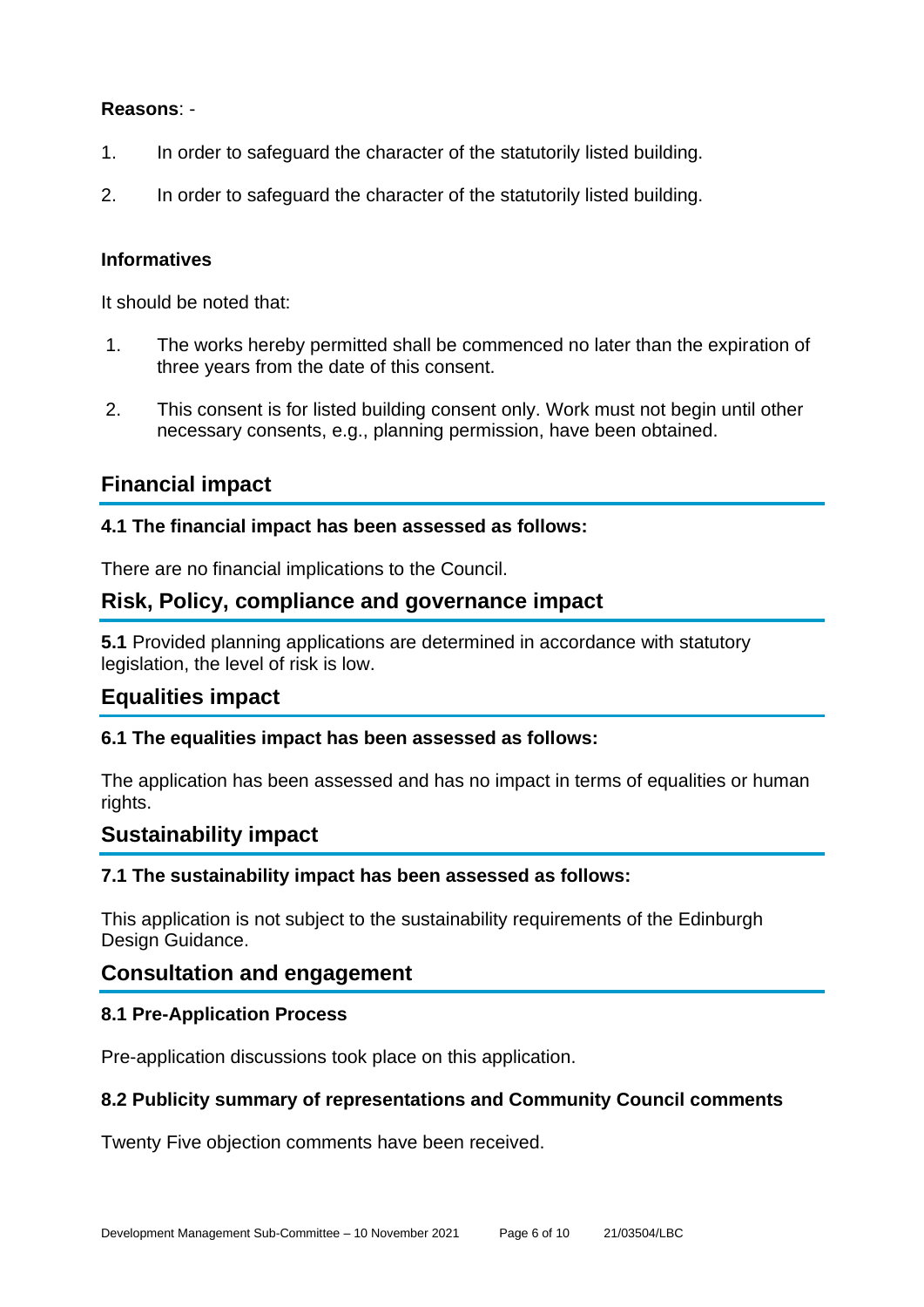**Reasons**: -

1. In order to safeguard the character of the statutorily listed building.
2. In order to safeguard the character of the statutorily listed building.

**Informatives**

It should be noted that:

1. The works hereby permitted shall be commenced no later than the expiration of three years from the date of this consent.
2. This consent is for listed building consent only. Work must not begin until other necessary consents, e.g., planning permission, have been obtained.

## Financial impact

**4.1 The financial impact has been assessed as follows:**

There are no financial implications to the Council.

## Risk, Policy, compliance and governance impact

**5.1** Provided planning applications are determined in accordance with statutory legislation, the level of risk is low.

## Equalities impact

**6.1 The equalities impact has been assessed as follows:**

The application has been assessed and has no impact in terms of equalities or human rights.

## Sustainability impact

**7.1 The sustainability impact has been assessed as follows:**

This application is not subject to the sustainability requirements of the Edinburgh Design Guidance.

## Consultation and engagement

**8.1 Pre-Application Process**

Pre-application discussions took place on this application.

**8.2 Publicity summary of representations and Community Council comments**

Twenty Five objection comments have been received.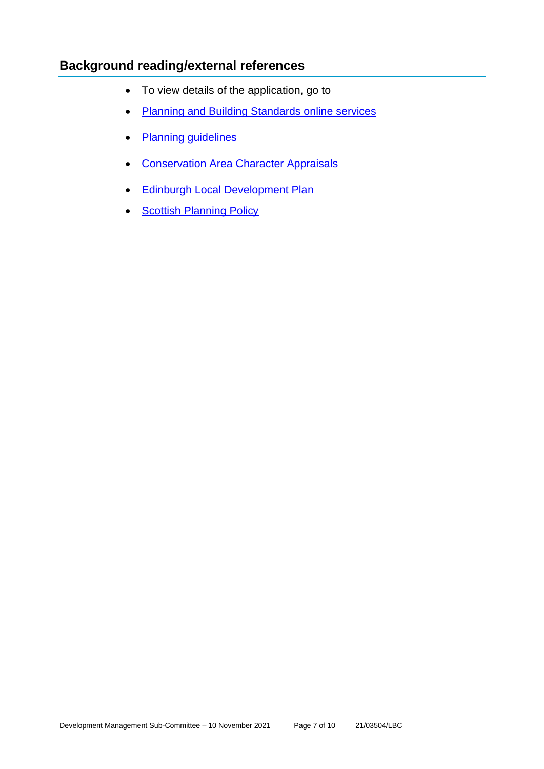## Background reading/external references

- To view details of the application, go to
- Planning and Building Standards online services
- Planning guidelines
- Conservation Area Character Appraisals
- Edinburgh Local Development Plan
- Scottish Planning Policy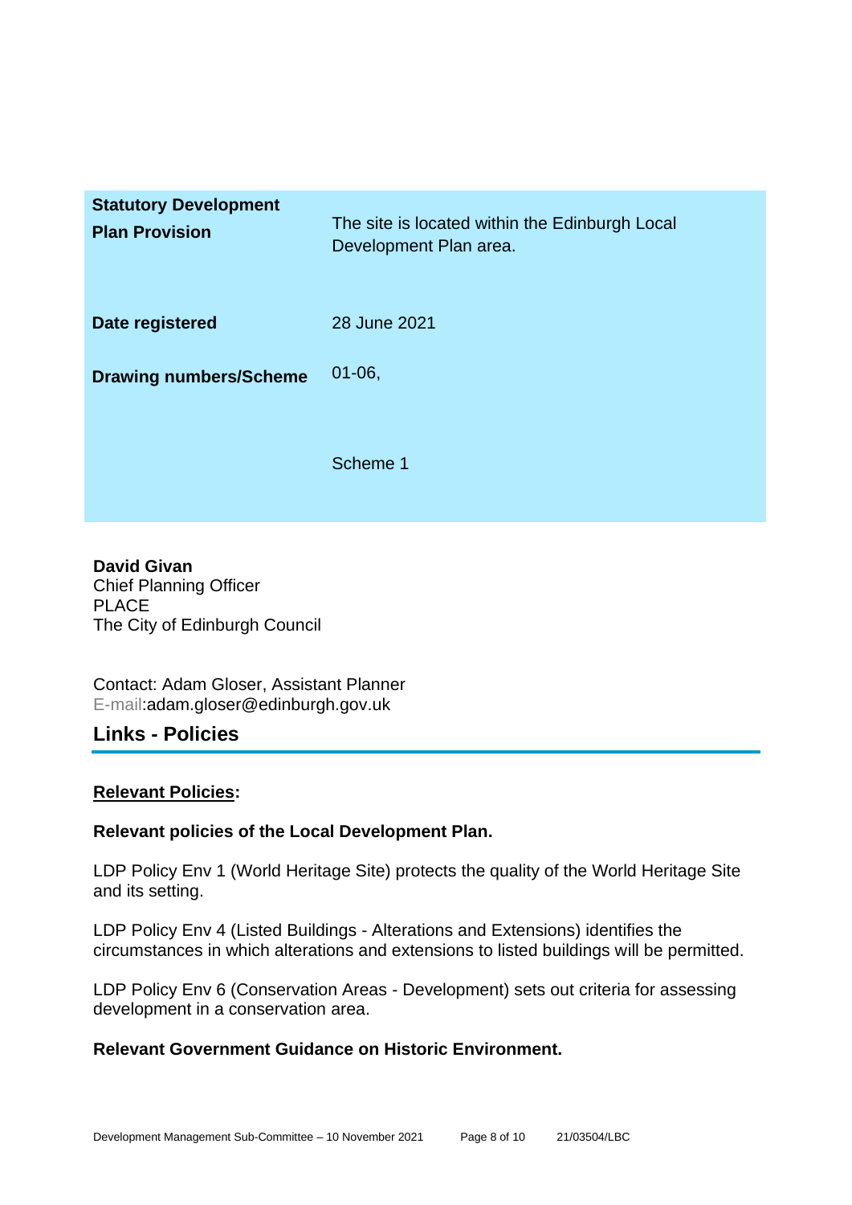| | |
|---|---|
| **Statutory Development Plan Provision** | The site is located within the Edinburgh Local Development Plan area. |
| **Date registered** | 28 June 2021 |
| **Drawing numbers/Scheme** | 01-06,<br><br>Scheme 1 |

**David Givan**
Chief Planning Officer
PLACE
The City of Edinburgh Council

Contact: Adam Gloser, Assistant Planner
E-mail:adam.gloser@edinburgh.gov.uk

## Links - Policies

**Relevant Policies:**

**Relevant policies of the Local Development Plan.**

LDP Policy Env 1 (World Heritage Site) protects the quality of the World Heritage Site and its setting.

LDP Policy Env 4 (Listed Buildings - Alterations and Extensions) identifies the circumstances in which alterations and extensions to listed buildings will be permitted.

LDP Policy Env 6 (Conservation Areas - Development) sets out criteria for assessing development in a conservation area.

**Relevant Government Guidance on Historic Environment.**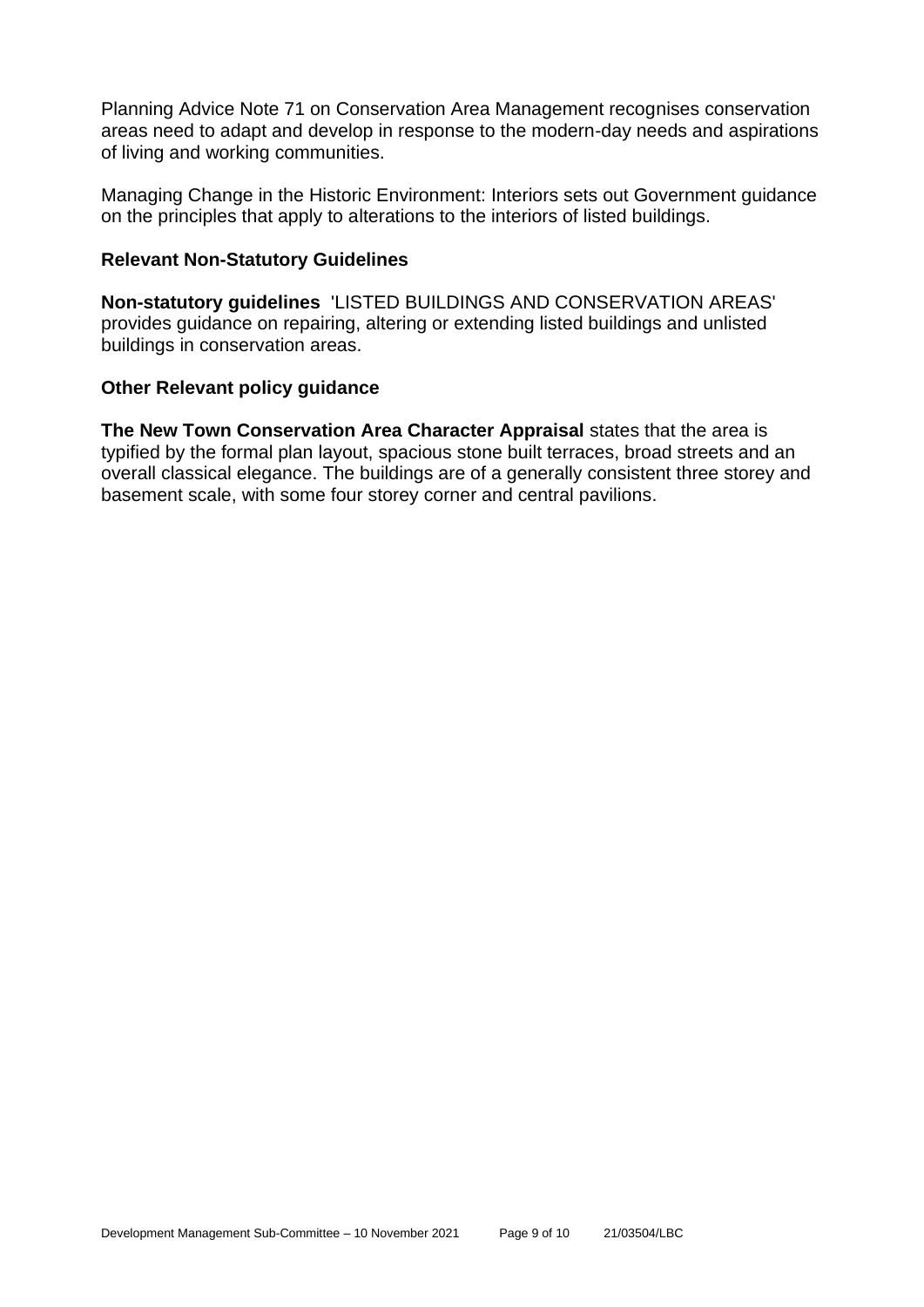Planning Advice Note 71 on Conservation Area Management recognises conservation areas need to adapt and develop in response to the modern-day needs and aspirations of living and working communities.

Managing Change in the Historic Environment: Interiors sets out Government guidance on the principles that apply to alterations to the interiors of listed buildings.

### Relevant Non-Statutory Guidelines

**Non-statutory guidelines** 'LISTED BUILDINGS AND CONSERVATION AREAS' provides guidance on repairing, altering or extending listed buildings and unlisted buildings in conservation areas.

### Other Relevant policy guidance

**The New Town Conservation Area Character Appraisal** states that the area is typified by the formal plan layout, spacious stone built terraces, broad streets and an overall classical elegance. The buildings are of a generally consistent three storey and basement scale, with some four storey corner and central pavilions.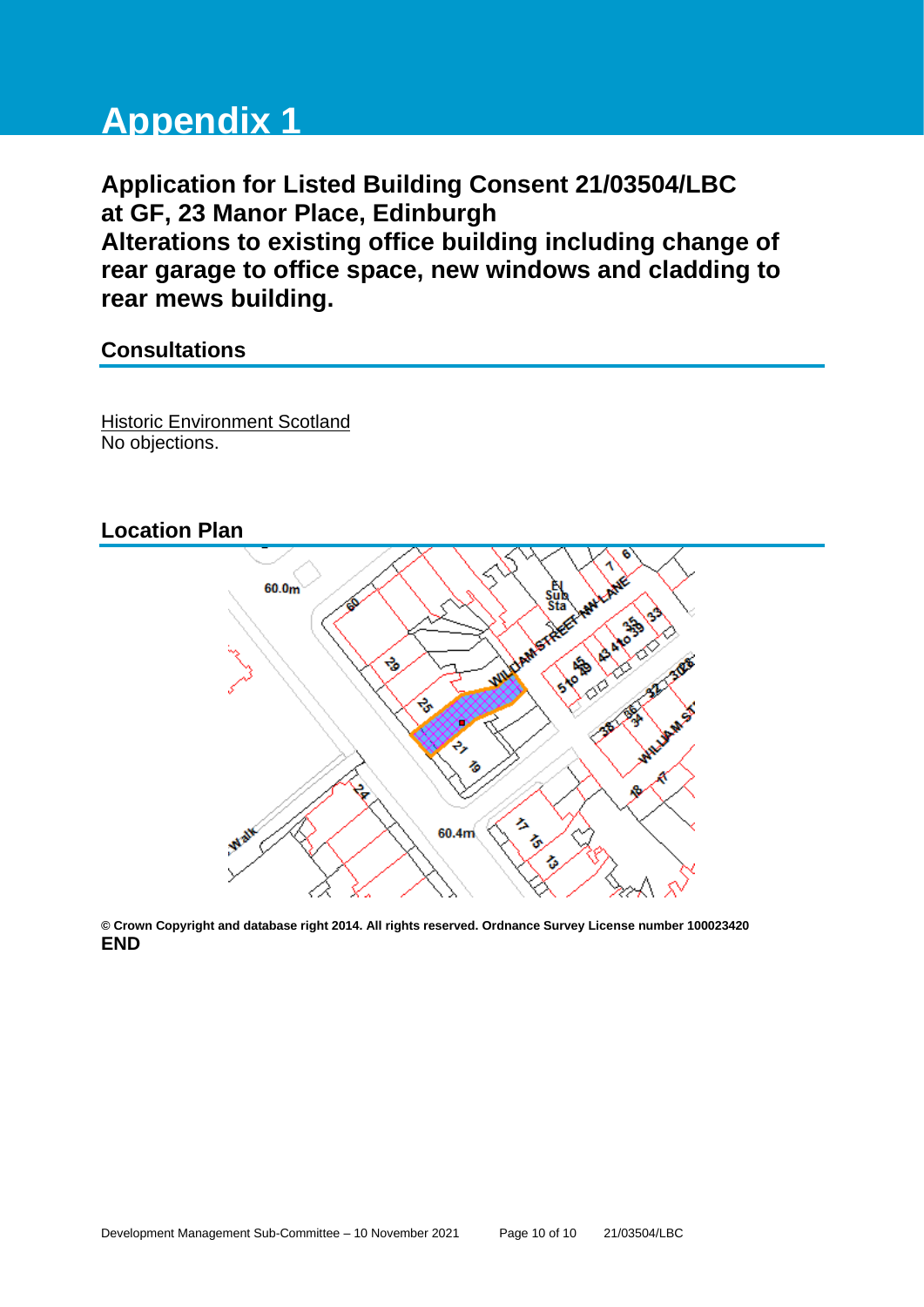# Appendix 1

## Application for Listed Building Consent 21/03504/LBC at GF, 23 Manor Place, Edinburgh
## Alterations to existing office building including change of rear garage to office space, new windows and cladding to rear mews building.

### Consultations

Historic Environment Scotland
No objections.

### Location Plan

60.0m
60.4m
WILLIAM STREET NW LANE
WILLIAM ST
Walk
El Sub Sta

**© Crown Copyright and database right 2014. All rights reserved. Ordnance Survey License number 100023420**

**END**